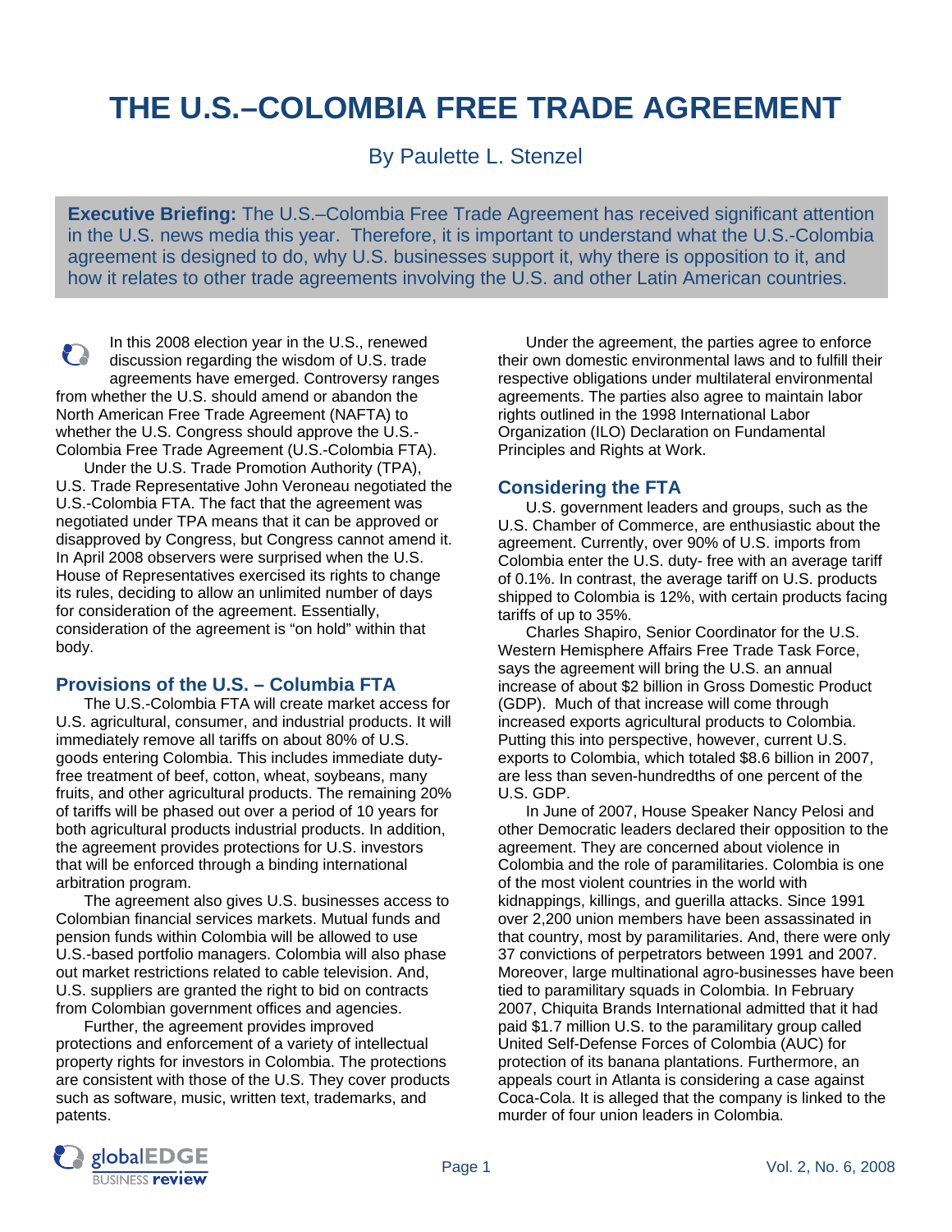# THE U.S.–COLOMBIA FREE TRADE AGREEMENT

By Paulette L. Stenzel

**Executive Briefing:** The U.S.–Colombia Free Trade Agreement has received significant attention in the U.S. news media this year. Therefore, it is important to understand what the U.S.-Colombia agreement is designed to do, why U.S. businesses support it, why there is opposition to it, and how it relates to other trade agreements involving the U.S. and other Latin American countries.

In this 2008 election year in the U.S., renewed discussion regarding the wisdom of U.S. trade agreements have emerged. Controversy ranges from whether the U.S. should amend or abandon the North American Free Trade Agreement (NAFTA) to whether the U.S. Congress should approve the U.S.-Colombia Free Trade Agreement (U.S.-Colombia FTA).

Under the U.S. Trade Promotion Authority (TPA), U.S. Trade Representative John Veroneau negotiated the U.S.-Colombia FTA. The fact that the agreement was negotiated under TPA means that it can be approved or disapproved by Congress, but Congress cannot amend it. In April 2008 observers were surprised when the U.S. House of Representatives exercised its rights to change its rules, deciding to allow an unlimited number of days for consideration of the agreement. Essentially, consideration of the agreement is "on hold" within that body.

## Provisions of the U.S. – Columbia FTA

The U.S.-Colombia FTA will create market access for U.S. agricultural, consumer, and industrial products. It will immediately remove all tariffs on about 80% of U.S. goods entering Colombia. This includes immediate duty-free treatment of beef, cotton, wheat, soybeans, many fruits, and other agricultural products. The remaining 20% of tariffs will be phased out over a period of 10 years for both agricultural products industrial products. In addition, the agreement provides protections for U.S. investors that will be enforced through a binding international arbitration program.

The agreement also gives U.S. businesses access to Colombian financial services markets. Mutual funds and pension funds within Colombia will be allowed to use U.S.-based portfolio managers. Colombia will also phase out market restrictions related to cable television. And, U.S. suppliers are granted the right to bid on contracts from Colombian government offices and agencies.

Further, the agreement provides improved protections and enforcement of a variety of intellectual property rights for investors in Colombia. The protections are consistent with those of the U.S. They cover products such as software, music, written text, trademarks, and patents.

Under the agreement, the parties agree to enforce their own domestic environmental laws and to fulfill their respective obligations under multilateral environmental agreements. The parties also agree to maintain labor rights outlined in the 1998 International Labor Organization (ILO) Declaration on Fundamental Principles and Rights at Work.

## Considering the FTA

U.S. government leaders and groups, such as the U.S. Chamber of Commerce, are enthusiastic about the agreement. Currently, over 90% of U.S. imports from Colombia enter the U.S. duty- free with an average tariff of 0.1%. In contrast, the average tariff on U.S. products shipped to Colombia is 12%, with certain products facing tariffs of up to 35%.

Charles Shapiro, Senior Coordinator for the U.S. Western Hemisphere Affairs Free Trade Task Force, says the agreement will bring the U.S. an annual increase of about $2 billion in Gross Domestic Product (GDP). Much of that increase will come through increased exports agricultural products to Colombia. Putting this into perspective, however, current U.S. exports to Colombia, which totaled $8.6 billion in 2007, are less than seven-hundredths of one percent of the U.S. GDP.

In June of 2007, House Speaker Nancy Pelosi and other Democratic leaders declared their opposition to the agreement. They are concerned about violence in Colombia and the role of paramilitaries. Colombia is one of the most violent countries in the world with kidnappings, killings, and guerilla attacks. Since 1991 over 2,200 union members have been assassinated in that country, most by paramilitaries. And, there were only 37 convictions of perpetrators between 1991 and 2007. Moreover, large multinational agro-businesses have been tied to paramilitary squads in Colombia. In February 2007, Chiquita Brands International admitted that it had paid $1.7 million U.S. to the paramilitary group called United Self-Defense Forces of Colombia (AUC) for protection of its banana plantations. Furthermore, an appeals court in Atlanta is considering a case against Coca-Cola. It is alleged that the company is linked to the murder of four union leaders in Colombia.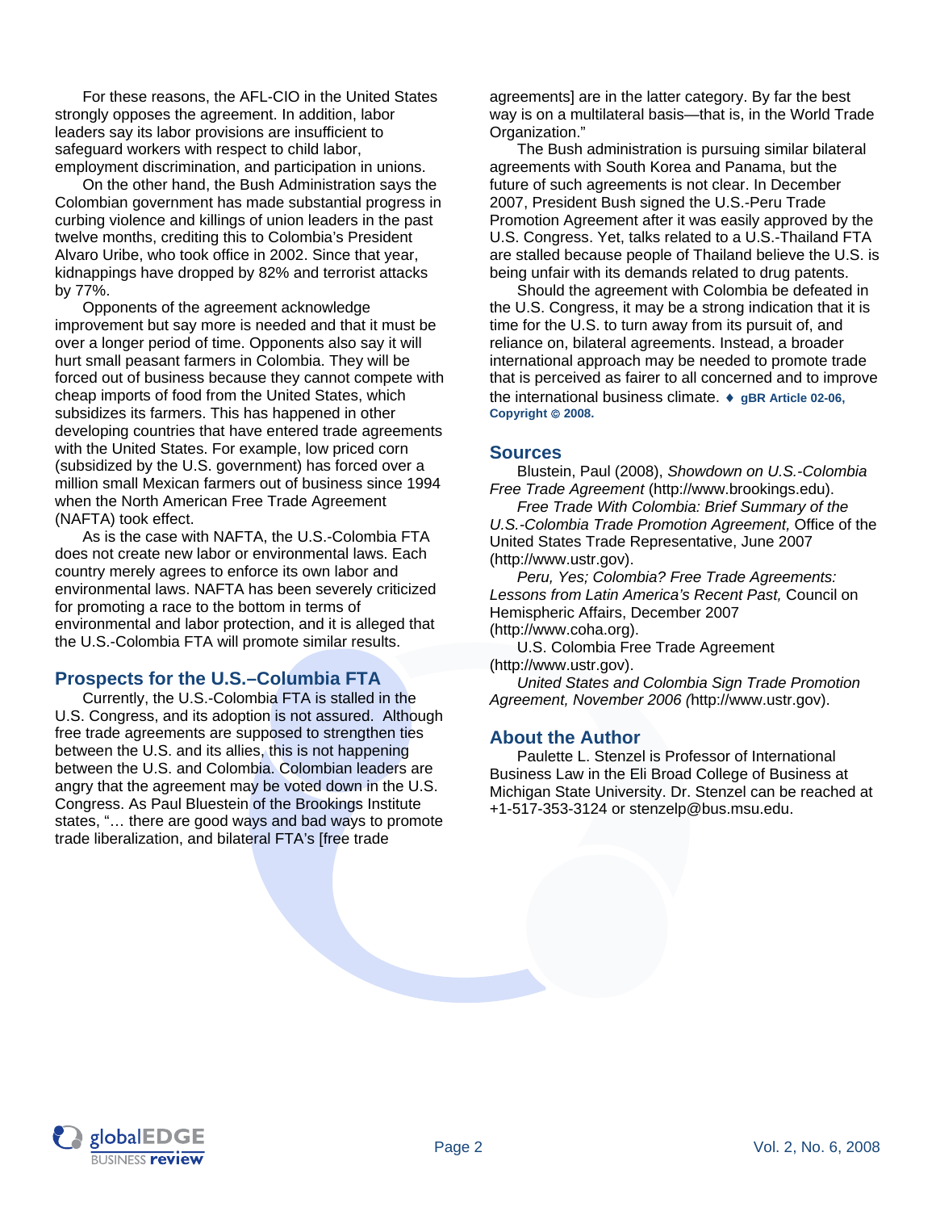For these reasons, the AFL-CIO in the United States strongly opposes the agreement. In addition, labor leaders say its labor provisions are insufficient to safeguard workers with respect to child labor, employment discrimination, and participation in unions.

On the other hand, the Bush Administration says the Colombian government has made substantial progress in curbing violence and killings of union leaders in the past twelve months, crediting this to Colombia's President Alvaro Uribe, who took office in 2002. Since that year, kidnappings have dropped by 82% and terrorist attacks by 77%.

Opponents of the agreement acknowledge improvement but say more is needed and that it must be over a longer period of time. Opponents also say it will hurt small peasant farmers in Colombia. They will be forced out of business because they cannot compete with cheap imports of food from the United States, which subsidizes its farmers. This has happened in other developing countries that have entered trade agreements with the United States. For example, low priced corn (subsidized by the U.S. government) has forced over a million small Mexican farmers out of business since 1994 when the North American Free Trade Agreement (NAFTA) took effect.

As is the case with NAFTA, the U.S.-Colombia FTA does not create new labor or environmental laws. Each country merely agrees to enforce its own labor and environmental laws. NAFTA has been severely criticized for promoting a race to the bottom in terms of environmental and labor protection, and it is alleged that the U.S.-Colombia FTA will promote similar results.

## Prospects for the U.S.–Columbia FTA

Currently, the U.S.-Colombia FTA is stalled in the U.S. Congress, and its adoption is not assured. Although free trade agreements are supposed to strengthen ties between the U.S. and its allies, this is not happening between the U.S. and Colombia. Colombian leaders are angry that the agreement may be voted down in the U.S. Congress. As Paul Bluestein of the Brookings Institute states, "… there are good ways and bad ways to promote trade liberalization, and bilateral FTA's [free trade agreements] are in the latter category. By far the best way is on a multilateral basis—that is, in the World Trade Organization."

The Bush administration is pursuing similar bilateral agreements with South Korea and Panama, but the future of such agreements is not clear. In December 2007, President Bush signed the U.S.-Peru Trade Promotion Agreement after it was easily approved by the U.S. Congress. Yet, talks related to a U.S.-Thailand FTA are stalled because people of Thailand believe the U.S. is being unfair with its demands related to drug patents.

Should the agreement with Colombia be defeated in the U.S. Congress, it may be a strong indication that it is time for the U.S. to turn away from its pursuit of, and reliance on, bilateral agreements. Instead, a broader international approach may be needed to promote trade that is perceived as fairer to all concerned and to improve the international business climate. ♦ **gBR Article 02-06, Copyright © 2008.**

## Sources

Blustein, Paul (2008), *Showdown on U.S.-Colombia Free Trade Agreement* (http://www.brookings.edu).

*Free Trade With Colombia: Brief Summary of the U.S.-Colombia Trade Promotion Agreement,* Office of the United States Trade Representative, June 2007 (http://www.ustr.gov).

*Peru, Yes; Colombia? Free Trade Agreements: Lessons from Latin America's Recent Past,* Council on Hemispheric Affairs, December 2007 (http://www.coha.org).

U.S. Colombia Free Trade Agreement (http://www.ustr.gov).

*United States and Colombia Sign Trade Promotion Agreement, November 2006 (*http://www.ustr.gov).

## About the Author

Paulette L. Stenzel is Professor of International Business Law in the Eli Broad College of Business at Michigan State University. Dr. Stenzel can be reached at +1-517-353-3124 or stenzelp@bus.msu.edu.